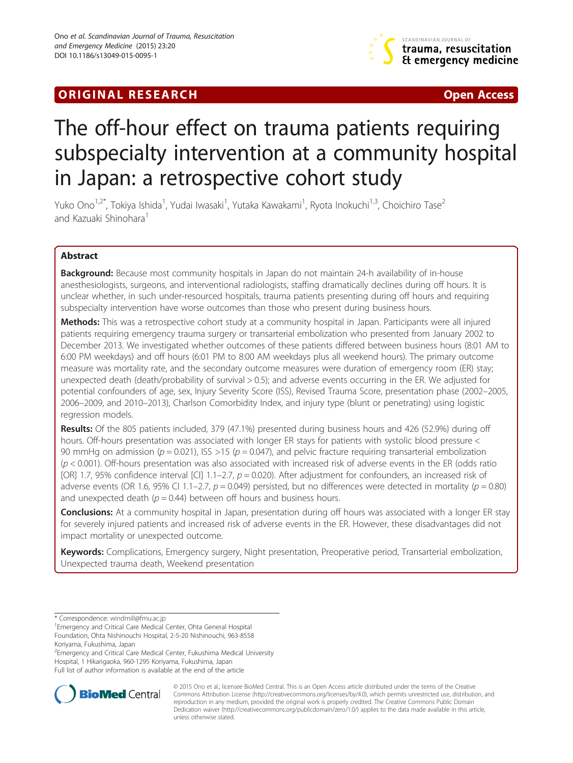ORIGINAL RESEARCH

Open Access

# The off-hour effect on trauma patients requiring subspecialty intervention at a community hospital in Japan: a retrospective cohort study

Yuko Ono[1,2*], Tokiya Ishida[1], Yudai Iwasaki[1], Yutaka Kawakami[1], Ryota Inokuchi[1,3], Choichiro Tase[2] and Kazuaki Shinohara[1]

## Abstract

**Background:** Because most community hospitals in Japan do not maintain 24-h availability of in-house anesthesiologists, surgeons, and interventional radiologists, staffing dramatically declines during off hours. It is unclear whether, in such under-resourced hospitals, trauma patients presenting during off hours and requiring subspecialty intervention have worse outcomes than those who present during business hours.

**Methods:** This was a retrospective cohort study at a community hospital in Japan. Participants were all injured patients requiring emergency trauma surgery or transarterial embolization who presented from January 2002 to December 2013. We investigated whether outcomes of these patients differed between business hours (8:01 AM to 6:00 PM weekdays) and off hours (6:01 PM to 8:00 AM weekdays plus all weekend hours). The primary outcome measure was mortality rate, and the secondary outcome measures were duration of emergency room (ER) stay; unexpected death (death/probability of survival > 0.5); and adverse events occurring in the ER. We adjusted for potential confounders of age, sex, Injury Severity Score (ISS), Revised Trauma Score, presentation phase (2002–2005, 2006–2009, and 2010–2013), Charlson Comorbidity Index, and injury type (blunt or penetrating) using logistic regression models.

**Results:** Of the 805 patients included, 379 (47.1%) presented during business hours and 426 (52.9%) during off hours. Off-hours presentation was associated with longer ER stays for patients with systolic blood pressure < 90 mmHg on admission ($p = 0.021$), ISS >15 ($p = 0.047$), and pelvic fracture requiring transarterial embolization ($p < 0.001$). Off-hours presentation was also associated with increased risk of adverse events in the ER (odds ratio [OR] 1.7, 95% confidence interval [CI] 1.1–2.7, $p = 0.020$). After adjustment for confounders, an increased risk of adverse events (OR 1.6, 95% CI 1.1–2.7, $p = 0.049$) persisted, but no differences were detected in mortality ($p = 0.80$) and unexpected death ($p = 0.44$) between off hours and business hours.

**Conclusions:** At a community hospital in Japan, presentation during off hours was associated with a longer ER stay for severely injured patients and increased risk of adverse events in the ER. However, these disadvantages did not impact mortality or unexpected outcome.

**Keywords:** Complications, Emergency surgery, Night presentation, Preoperative period, Transarterial embolization, Unexpected trauma death, Weekend presentation

\* Correspondence: windmill@fmu.ac.jp

[1]Emergency and Critical Care Medical Center, Ohta General Hospital Foundation, Ohta Nishinouchi Hospital, 2-5-20 Nishinouchi, 963-8558 Koriyama, Fukushima, Japan

[2]Emergency and Critical Care Medical Center, Fukushima Medical University Hospital, 1 Hikarigaoka, 960-1295 Koriyama, Fukushima, Japan

Full list of author information is available at the end of the article

© 2015 Ono et al.; licensee BioMed Central. This is an Open Access article distributed under the terms of the Creative Commons Attribution License (http://creativecommons.org/licenses/by/4.0), which permits unrestricted use, distribution, and reproduction in any medium, provided the original work is properly credited. The Creative Commons Public Domain Dedication waiver (http://creativecommons.org/publicdomain/zero/1.0/) applies to the data made available in this article, unless otherwise stated.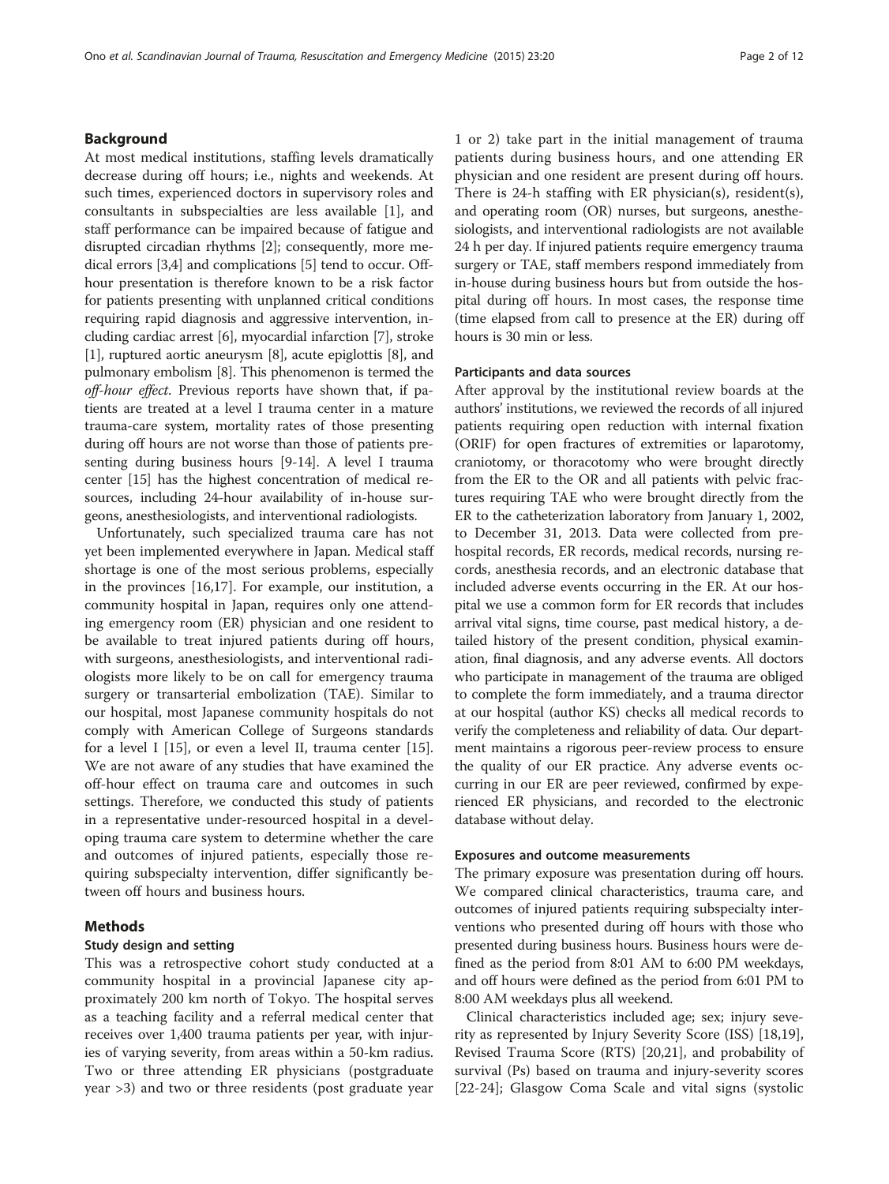## Background

At most medical institutions, staffing levels dramatically decrease during off hours; i.e., nights and weekends. At such times, experienced doctors in supervisory roles and consultants in subspecialties are less available [1], and staff performance can be impaired because of fatigue and disrupted circadian rhythms [2]; consequently, more medical errors [3,4] and complications [5] tend to occur. Off-hour presentation is therefore known to be a risk factor for patients presenting with unplanned critical conditions requiring rapid diagnosis and aggressive intervention, including cardiac arrest [6], myocardial infarction [7], stroke [1], ruptured aortic aneurysm [8], acute epiglottis [8], and pulmonary embolism [8]. This phenomenon is termed the *off-hour effect*. Previous reports have shown that, if patients are treated at a level I trauma center in a mature trauma-care system, mortality rates of those presenting during off hours are not worse than those of patients presenting during business hours [9-14]. A level I trauma center [15] has the highest concentration of medical resources, including 24-hour availability of in-house surgeons, anesthesiologists, and interventional radiologists.

Unfortunately, such specialized trauma care has not yet been implemented everywhere in Japan. Medical staff shortage is one of the most serious problems, especially in the provinces [16,17]. For example, our institution, a community hospital in Japan, requires only one attending emergency room (ER) physician and one resident to be available to treat injured patients during off hours, with surgeons, anesthesiologists, and interventional radiologists more likely to be on call for emergency trauma surgery or transarterial embolization (TAE). Similar to our hospital, most Japanese community hospitals do not comply with American College of Surgeons standards for a level I [15], or even a level II, trauma center [15]. We are not aware of any studies that have examined the off-hour effect on trauma care and outcomes in such settings. Therefore, we conducted this study of patients in a representative under-resourced hospital in a developing trauma care system to determine whether the care and outcomes of injured patients, especially those requiring subspecialty intervention, differ significantly between off hours and business hours.

## Methods

### Study design and setting

This was a retrospective cohort study conducted at a community hospital in a provincial Japanese city approximately 200 km north of Tokyo. The hospital serves as a teaching facility and a referral medical center that receives over 1,400 trauma patients per year, with injuries of varying severity, from areas within a 50-km radius. Two or three attending ER physicians (postgraduate year >3) and two or three residents (post graduate year 1 or 2) take part in the initial management of trauma patients during business hours, and one attending ER physician and one resident are present during off hours. There is 24-h staffing with ER physician(s), resident(s), and operating room (OR) nurses, but surgeons, anesthesiologists, and interventional radiologists are not available 24 h per day. If injured patients require emergency trauma surgery or TAE, staff members respond immediately from in-house during business hours but from outside the hospital during off hours. In most cases, the response time (time elapsed from call to presence at the ER) during off hours is 30 min or less.

### Participants and data sources

After approval by the institutional review boards at the authors' institutions, we reviewed the records of all injured patients requiring open reduction with internal fixation (ORIF) for open fractures of extremities or laparotomy, craniotomy, or thoracotomy who were brought directly from the ER to the OR and all patients with pelvic fractures requiring TAE who were brought directly from the ER to the catheterization laboratory from January 1, 2002, to December 31, 2013. Data were collected from prehospital records, ER records, medical records, nursing records, anesthesia records, and an electronic database that included adverse events occurring in the ER. At our hospital we use a common form for ER records that includes arrival vital signs, time course, past medical history, a detailed history of the present condition, physical examination, final diagnosis, and any adverse events. All doctors who participate in management of the trauma are obliged to complete the form immediately, and a trauma director at our hospital (author KS) checks all medical records to verify the completeness and reliability of data. Our department maintains a rigorous peer-review process to ensure the quality of our ER practice. Any adverse events occurring in our ER are peer reviewed, confirmed by experienced ER physicians, and recorded to the electronic database without delay.

### Exposures and outcome measurements

The primary exposure was presentation during off hours. We compared clinical characteristics, trauma care, and outcomes of injured patients requiring subspecialty interventions who presented during off hours with those who presented during business hours. Business hours were defined as the period from 8:01 AM to 6:00 PM weekdays, and off hours were defined as the period from 6:01 PM to 8:00 AM weekdays plus all weekend.

Clinical characteristics included age; sex; injury severity as represented by Injury Severity Score (ISS) [18,19], Revised Trauma Score (RTS) [20,21], and probability of survival (Ps) based on trauma and injury-severity scores [22-24]; Glasgow Coma Scale and vital signs (systolic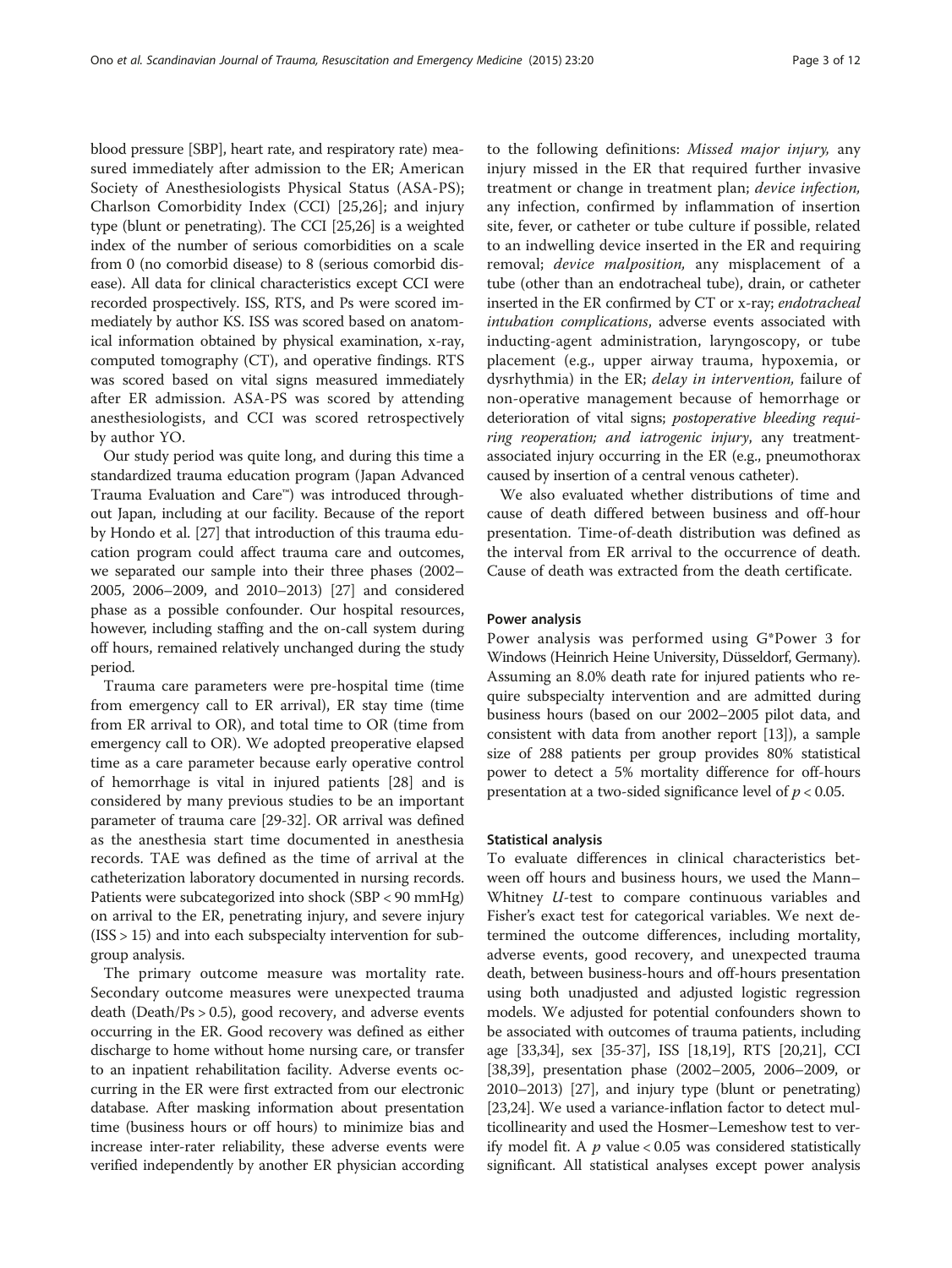blood pressure [SBP], heart rate, and respiratory rate) measured immediately after admission to the ER; American Society of Anesthesiologists Physical Status (ASA-PS); Charlson Comorbidity Index (CCI) [25,26]; and injury type (blunt or penetrating). The CCI [25,26] is a weighted index of the number of serious comorbidities on a scale from 0 (no comorbid disease) to 8 (serious comorbid disease). All data for clinical characteristics except CCI were recorded prospectively. ISS, RTS, and Ps were scored immediately by author KS. ISS was scored based on anatomical information obtained by physical examination, x-ray, computed tomography (CT), and operative findings. RTS was scored based on vital signs measured immediately after ER admission. ASA-PS was scored by attending anesthesiologists, and CCI was scored retrospectively by author YO.

Our study period was quite long, and during this time a standardized trauma education program (Japan Advanced Trauma Evaluation and Care™) was introduced throughout Japan, including at our facility. Because of the report by Hondo et al. [27] that introduction of this trauma education program could affect trauma care and outcomes, we separated our sample into their three phases (2002–2005, 2006–2009, and 2010–2013) [27] and considered phase as a possible confounder. Our hospital resources, however, including staffing and the on-call system during off hours, remained relatively unchanged during the study period.

Trauma care parameters were pre-hospital time (time from emergency call to ER arrival), ER stay time (time from ER arrival to OR), and total time to OR (time from emergency call to OR). We adopted preoperative elapsed time as a care parameter because early operative control of hemorrhage is vital in injured patients [28] and is considered by many previous studies to be an important parameter of trauma care [29-32]. OR arrival was defined as the anesthesia start time documented in anesthesia records. TAE was defined as the time of arrival at the catheterization laboratory documented in nursing records. Patients were subcategorized into shock (SBP < 90 mmHg) on arrival to the ER, penetrating injury, and severe injury (ISS > 15) and into each subspecialty intervention for subgroup analysis.

The primary outcome measure was mortality rate. Secondary outcome measures were unexpected trauma death (Death/Ps > 0.5), good recovery, and adverse events occurring in the ER. Good recovery was defined as either discharge to home without home nursing care, or transfer to an inpatient rehabilitation facility. Adverse events occurring in the ER were first extracted from our electronic database. After masking information about presentation time (business hours or off hours) to minimize bias and increase inter-rater reliability, these adverse events were verified independently by another ER physician according to the following definitions: *Missed major injury,* any injury missed in the ER that required further invasive treatment or change in treatment plan; *device infection,* any infection, confirmed by inflammation of insertion site, fever, or catheter or tube culture if possible, related to an indwelling device inserted in the ER and requiring removal; *device malposition,* any misplacement of a tube (other than an endotracheal tube), drain, or catheter inserted in the ER confirmed by CT or x-ray; *endotracheal intubation complications*, adverse events associated with inducting-agent administration, laryngoscopy, or tube placement (e.g., upper airway trauma, hypoxemia, or dysrhythmia) in the ER; *delay in intervention,* failure of non-operative management because of hemorrhage or deterioration of vital signs; *postoperative bleeding requiring reoperation; and iatrogenic injury*, any treatment-associated injury occurring in the ER (e.g., pneumothorax caused by insertion of a central venous catheter).

We also evaluated whether distributions of time and cause of death differed between business and off-hour presentation. Time-of-death distribution was defined as the interval from ER arrival to the occurrence of death. Cause of death was extracted from the death certificate.

### Power analysis

Power analysis was performed using G*Power 3 for Windows (Heinrich Heine University, Düsseldorf, Germany). Assuming an 8.0% death rate for injured patients who require subspecialty intervention and are admitted during business hours (based on our 2002–2005 pilot data, and consistent with data from another report [13]), a sample size of 288 patients per group provides 80% statistical power to detect a 5% mortality difference for off-hours presentation at a two-sided significance level of $p < 0.05$.

### Statistical analysis

To evaluate differences in clinical characteristics between off hours and business hours, we used the Mann–Whitney *U*-test to compare continuous variables and Fisher's exact test for categorical variables. We next determined the outcome differences, including mortality, adverse events, good recovery, and unexpected trauma death, between business-hours and off-hours presentation using both unadjusted and adjusted logistic regression models. We adjusted for potential confounders shown to be associated with outcomes of trauma patients, including age [33,34], sex [35-37], ISS [18,19], RTS [20,21], CCI [38,39], presentation phase (2002–2005, 2006–2009, or 2010–2013) [27], and injury type (blunt or penetrating) [23,24]. We used a variance-inflation factor to detect multicollinearity and used the Hosmer–Lemeshow test to verify model fit. A $p$ value < 0.05 was considered statistically significant. All statistical analyses except power analysis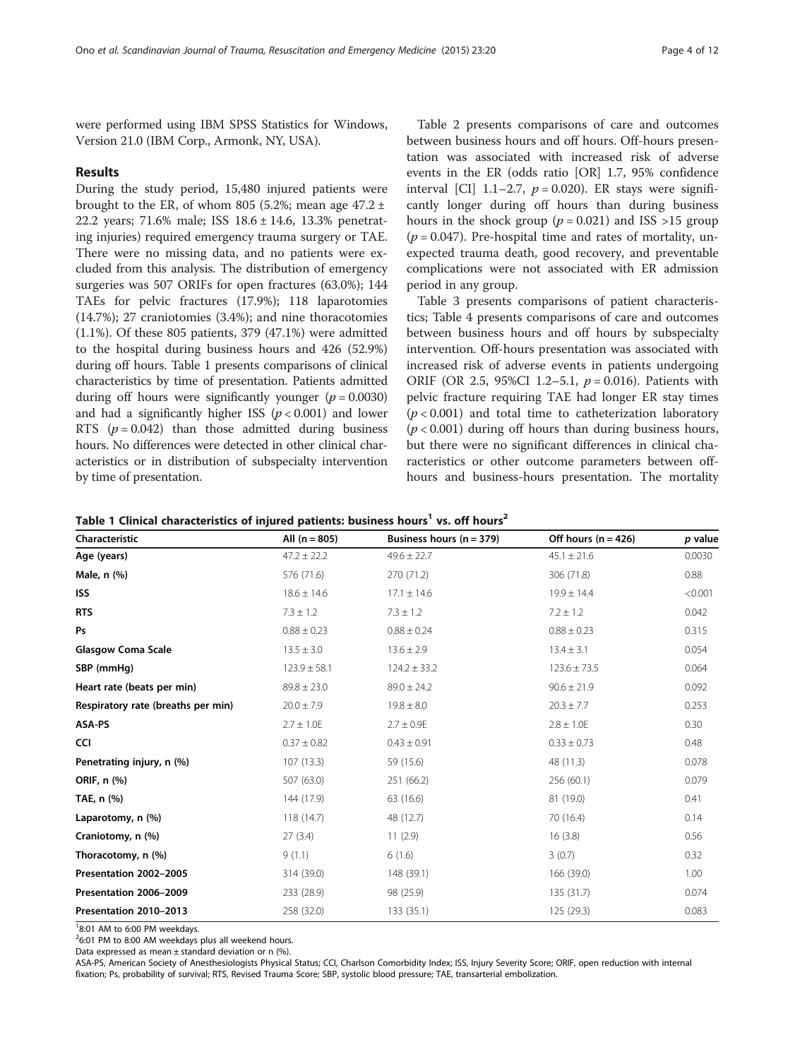were performed using IBM SPSS Statistics for Windows, Version 21.0 (IBM Corp., Armonk, NY, USA).

## Results

During the study period, 15,480 injured patients were brought to the ER, of whom 805 (5.2%; mean age 47.2 ± 22.2 years; 71.6% male; ISS 18.6 ± 14.6, 13.3% penetrating injuries) required emergency trauma surgery or TAE. There were no missing data, and no patients were excluded from this analysis. The distribution of emergency surgeries was 507 ORIFs for open fractures (63.0%); 144 TAEs for pelvic fractures (17.9%); 118 laparotomies (14.7%); 27 craniotomies (3.4%); and nine thoracotomies (1.1%). Of these 805 patients, 379 (47.1%) were admitted to the hospital during business hours and 426 (52.9%) during off hours. Table 1 presents comparisons of clinical characteristics by time of presentation. Patients admitted during off hours were significantly younger ($p = 0.0030$) and had a significantly higher ISS ($p < 0.001$) and lower RTS ($p = 0.042$) than those admitted during business hours. No differences were detected in other clinical characteristics or in distribution of subspecialty intervention by time of presentation.

Table 2 presents comparisons of care and outcomes between business hours and off hours. Off-hours presentation was associated with increased risk of adverse events in the ER (odds ratio [OR] 1.7, 95% confidence interval [CI] 1.1–2.7, $p = 0.020$). ER stays were significantly longer during off hours than during business hours in the shock group ($p = 0.021$) and ISS >15 group ($p = 0.047$). Pre-hospital time and rates of mortality, unexpected trauma death, good recovery, and preventable complications were not associated with ER admission period in any group.

Table 3 presents comparisons of patient characteristics; Table 4 presents comparisons of care and outcomes between business hours and off hours by subspecialty intervention. Off-hours presentation was associated with increased risk of adverse events in patients undergoing ORIF (OR 2.5, 95%CI 1.2–5.1, $p = 0.016$). Patients with pelvic fracture requiring TAE had longer ER stay times ($p < 0.001$) and total time to catheterization laboratory ($p < 0.001$) during off hours than during business hours, but there were no significant differences in clinical characteristics or other outcome parameters between off-hours and business-hours presentation. The mortality

**Table 1 Clinical characteristics of injured patients: business hours[1] vs. off hours[2]**

| Characteristic | All (n = 805) | Business hours (n = 379) | Off hours (n = 426) | *p* value |
|---|---|---|---|---|
| **Age (years)** | 47.2 ± 22.2 | 49.6 ± 22.7 | 45.1 ± 21.6 | 0.0030 |
| **Male, n (%)** | 576 (71.6) | 270 (71.2) | 306 (71.8) | 0.88 |
| **ISS** | 18.6 ± 14.6 | 17.1 ± 14.6 | 19.9 ± 14.4 | <0.001 |
| **RTS** | 7.3 ± 1.2 | 7.3 ± 1.2 | 7.2 ± 1.2 | 0.042 |
| **Ps** | 0.88 ± 0.23 | 0.88 ± 0.24 | 0.88 ± 0.23 | 0.315 |
| **Glasgow Coma Scale** | 13.5 ± 3.0 | 13.6 ± 2.9 | 13.4 ± 3.1 | 0.054 |
| **SBP (mmHg)** | 123.9 ± 58.1 | 124.2 ± 33.2 | 123.6 ± 73.5 | 0.064 |
| **Heart rate (beats per min)** | 89.8 ± 23.0 | 89.0 ± 24.2 | 90.6 ± 21.9 | 0.092 |
| **Respiratory rate (breaths per min)** | 20.0 ± 7.9 | 19.8 ± 8.0 | 20.3 ± 7.7 | 0.253 |
| **ASA-PS** | 2.7 ± 1.0E | 2.7 ± 0.9E | 2.8 ± 1.0E | 0.30 |
| **CCI** | 0.37 ± 0.82 | 0.43 ± 0.91 | 0.33 ± 0.73 | 0.48 |
| **Penetrating injury, n (%)** | 107 (13.3) | 59 (15.6) | 48 (11.3) | 0.078 |
| **ORIF, n (%)** | 507 (63.0) | 251 (66.2) | 256 (60.1) | 0.079 |
| **TAE, n (%)** | 144 (17.9) | 63 (16.6) | 81 (19.0) | 0.41 |
| **Laparotomy, n (%)** | 118 (14.7) | 48 (12.7) | 70 (16.4) | 0.14 |
| **Craniotomy, n (%)** | 27 (3.4) | 11 (2.9) | 16 (3.8) | 0.56 |
| **Thoracotomy, n (%)** | 9 (1.1) | 6 (1.6) | 3 (0.7) | 0.32 |
| **Presentation 2002–2005** | 314 (39.0) | 148 (39.1) | 166 (39.0) | 1.00 |
| **Presentation 2006–2009** | 233 (28.9) | 98 (25.9) | 135 (31.7) | 0.074 |
| **Presentation 2010–2013** | 258 (32.0) | 133 (35.1) | 125 (29.3) | 0.083 |

[1]8:01 AM to 6:00 PM weekdays.
[2]6:01 PM to 8:00 AM weekdays plus all weekend hours.
Data expressed as mean ± standard deviation or n (%).
ASA-PS, American Society of Anesthesiologists Physical Status; CCI, Charlson Comorbidity Index; ISS, Injury Severity Score; ORIF, open reduction with internal fixation; Ps, probability of survival; RTS, Revised Trauma Score; SBP, systolic blood pressure; TAE, transarterial embolization.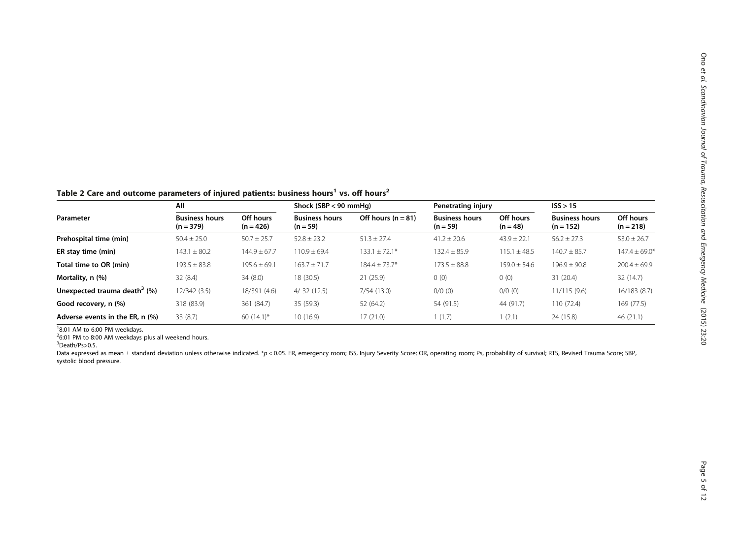**Table 2 Care and outcome parameters of injured patients: business hours[1] vs. off hours[2]**

| Parameter | All | | Shock (SBP < 90 mmHg) | | Penetrating injury | | ISS > 15 | |
|---|---|---|---|---|---|---|---|---|
| | Business hours (n = 379) | Off hours (n = 426) | Business hours (n = 59) | Off hours (n = 81) | Business hours (n = 59) | Off hours (n = 48) | Business hours (n = 152) | Off hours (n = 218) |
| **Prehospital time (min)** | 50.4 ± 25.0 | 50.7 ± 25.7 | 52.8 ± 23.2 | 51.3 ± 27.4 | 41.2 ± 20.6 | 43.9 ± 22.1 | 56.2 ± 27.3 | 53.0 ± 26.7 |
| **ER stay time (min)** | 143.1 ± 80.2 | 144.9 ± 67.7 | 110.9 ± 69.4 | 133.1 ± 72.1* | 132.4 ± 85.9 | 115.1 ± 48.5 | 140.7 ± 85.7 | 147.4 ± 69.0* |
| **Total time to OR (min)** | 193.5 ± 83.8 | 195.6 ± 69.1 | 163.7 ± 71.7 | 184.4 ± 73.7* | 173.5 ± 88.8 | 159.0 ± 54.6 | 196.9 ± 90.8 | 200.4 ± 69.9 |
| **Mortality, n (%)** | 32 (8.4) | 34 (8.0) | 18 (30.5) | 21 (25.9) | 0 (0) | 0 (0) | 31 (20.4) | 32 (14.7) |
| **Unexpected trauma death[3] (%)** | 12/342 (3.5) | 18/391 (4.6) | 4/ 32 (12.5) | 7/54 (13.0) | 0/0 (0) | 0/0 (0) | 11/115 (9.6) | 16/183 (8.7) |
| **Good recovery, n (%)** | 318 (83.9) | 361 (84.7) | 35 (59.3) | 52 (64.2) | 54 (91.5) | 44 (91.7) | 110 (72.4) | 169 (77.5) |
| **Adverse events in the ER, n (%)** | 33 (8.7) | 60 (14.1)* | 10 (16.9) | 17 (21.0) | 1 (1.7) | 1 (2.1) | 24 (15.8) | 46 (21.1) |

[1]8:01 AM to 6:00 PM weekdays.
[2]6:01 PM to 8:00 AM weekdays plus all weekend hours.
[3]Death/Ps>0.5.
Data expressed as mean ± standard deviation unless otherwise indicated. *$p < 0.05$. ER, emergency room; ISS, Injury Severity Score; OR, operating room; Ps, probability of survival; RTS, Revised Trauma Score; SBP, systolic blood pressure.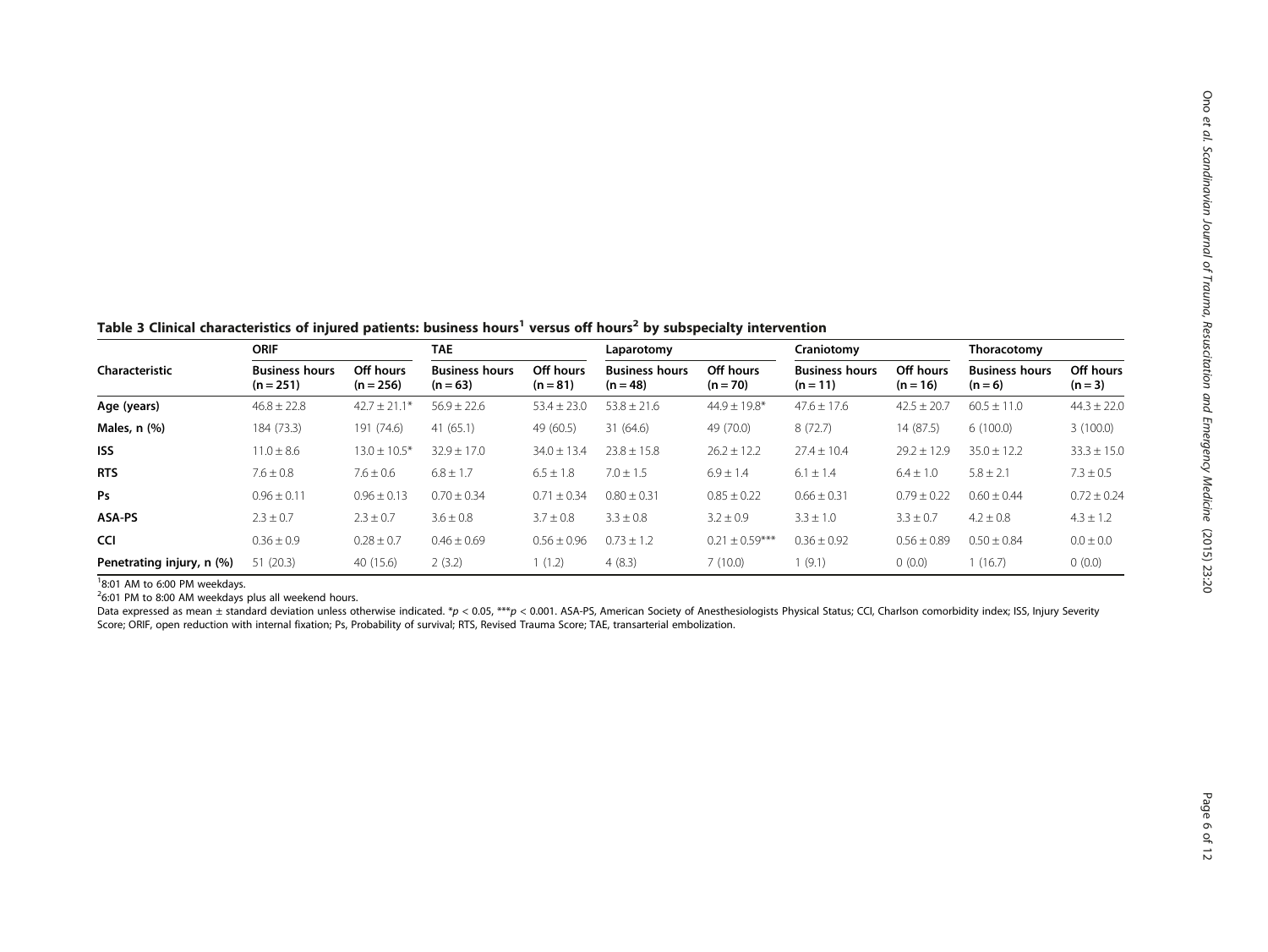**Table 3 Clinical characteristics of injured patients: business hours[1] versus off hours[2] by subspecialty intervention**

| Characteristic | ORIF | | TAE | | Laparotomy | | Craniotomy | | Thoracotomy | |
|---|---|---|---|---|---|---|---|---|---|---|
| | Business hours (n = 251) | Off hours (n = 256) | Business hours (n = 63) | Off hours (n = 81) | Business hours (n = 48) | Off hours (n = 70) | Business hours (n = 11) | Off hours (n = 16) | Business hours (n = 6) | Off hours (n = 3) |
| **Age (years)** | 46.8 ± 22.8 | 42.7 ± 21.1* | 56.9 ± 22.6 | 53.4 ± 23.0 | 53.8 ± 21.6 | 44.9 ± 19.8* | 47.6 ± 17.6 | 42.5 ± 20.7 | 60.5 ± 11.0 | 44.3 ± 22.0 |
| **Males, n (%)** | 184 (73.3) | 191 (74.6) | 41 (65.1) | 49 (60.5) | 31 (64.6) | 49 (70.0) | 8 (72.7) | 14 (87.5) | 6 (100.0) | 3 (100.0) |
| **ISS** | 11.0 ± 8.6 | 13.0 ± 10.5* | 32.9 ± 17.0 | 34.0 ± 13.4 | 23.8 ± 15.8 | 26.2 ± 12.2 | 27.4 ± 10.4 | 29.2 ± 12.9 | 35.0 ± 12.2 | 33.3 ± 15.0 |
| **RTS** | 7.6 ± 0.8 | 7.6 ± 0.6 | 6.8 ± 1.7 | 6.5 ± 1.8 | 7.0 ± 1.5 | 6.9 ± 1.4 | 6.1 ± 1.4 | 6.4 ± 1.0 | 5.8 ± 2.1 | 7.3 ± 0.5 |
| **Ps** | 0.96 ± 0.11 | 0.96 ± 0.13 | 0.70 ± 0.34 | 0.71 ± 0.34 | 0.80 ± 0.31 | 0.85 ± 0.22 | 0.66 ± 0.31 | 0.79 ± 0.22 | 0.60 ± 0.44 | 0.72 ± 0.24 |
| **ASA-PS** | 2.3 ± 0.7 | 2.3 ± 0.7 | 3.6 ± 0.8 | 3.7 ± 0.8 | 3.3 ± 0.8 | 3.2 ± 0.9 | 3.3 ± 1.0 | 3.3 ± 0.7 | 4.2 ± 0.8 | 4.3 ± 1.2 |
| **CCI** | 0.36 ± 0.9 | 0.28 ± 0.7 | 0.46 ± 0.69 | 0.56 ± 0.96 | 0.73 ± 1.2 | 0.21 ± 0.59*** | 0.36 ± 0.92 | 0.56 ± 0.89 | 0.50 ± 0.84 | 0.0 ± 0.0 |
| **Penetrating injury, n (%)** | 51 (20.3) | 40 (15.6) | 2 (3.2) | 1 (1.2) | 4 (8.3) | 7 (10.0) | 1 (9.1) | 0 (0.0) | 1 (16.7) | 0 (0.0) |

[1] 8:01 AM to 6:00 PM weekdays.

[2] 6:01 PM to 8:00 AM weekdays plus all weekend hours.

Data expressed as mean ± standard deviation unless otherwise indicated. *$p < 0.05$, ***$p < 0.001$. ASA-PS, American Society of Anesthesiologists Physical Status; CCI, Charlson comorbidity index; ISS, Injury Severity Score; ORIF, open reduction with internal fixation; Ps, Probability of survival; RTS, Revised Trauma Score; TAE, transarterial embolization.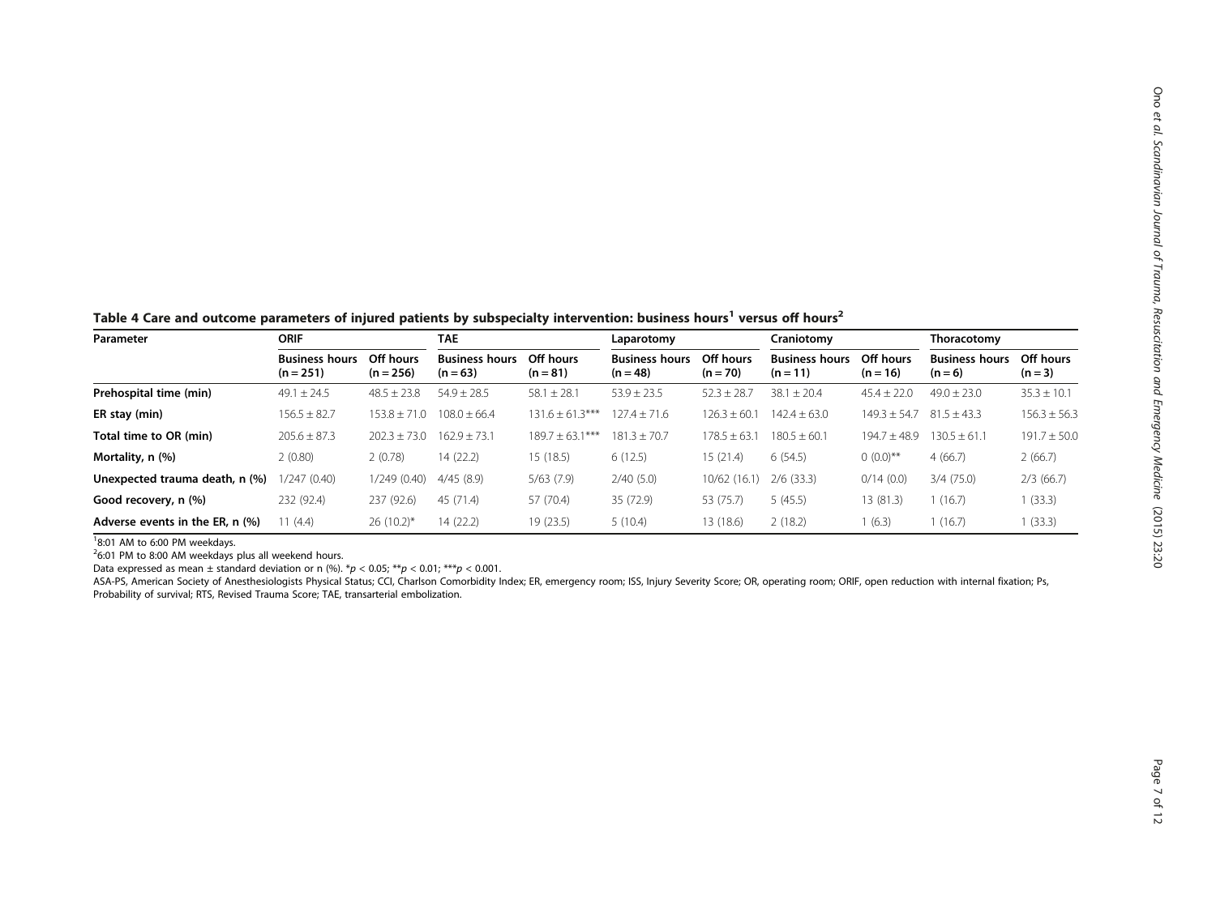**Table 4 Care and outcome parameters of injured patients by subspecialty intervention: business hours[1] versus off hours[2]**

| Parameter | ORIF | | TAE | | Laparotomy | | Craniotomy | | Thoracotomy | |
|---|---|---|---|---|---|---|---|---|---|---|
| | Business hours (n = 251) | Off hours (n = 256) | Business hours (n = 63) | Off hours (n = 81) | Business hours (n = 48) | Off hours (n = 70) | Business hours (n = 11) | Off hours (n = 16) | Business hours (n = 6) | Off hours (n = 3) |
| **Prehospital time (min)** | 49.1 ± 24.5 | 48.5 ± 23.8 | 54.9 ± 28.5 | 58.1 ± 28.1 | 53.9 ± 23.5 | 52.3 ± 28.7 | 38.1 ± 20.4 | 45.4 ± 22.0 | 49.0 ± 23.0 | 35.3 ± 10.1 |
| **ER stay (min)** | 156.5 ± 82.7 | 153.8 ± 71.0 | 108.0 ± 66.4 | 131.6 ± 61.3*** | 127.4 ± 71.6 | 126.3 ± 60.1 | 142.4 ± 63.0 | 149.3 ± 54.7 | 81.5 ± 43.3 | 156.3 ± 56.3 |
| **Total time to OR (min)** | 205.6 ± 87.3 | 202.3 ± 73.0 | 162.9 ± 73.1 | 189.7 ± 63.1*** | 181.3 ± 70.7 | 178.5 ± 63.1 | 180.5 ± 60.1 | 194.7 ± 48.9 | 130.5 ± 61.1 | 191.7 ± 50.0 |
| **Mortality, n (%)** | 2 (0.80) | 2 (0.78) | 14 (22.2) | 15 (18.5) | 6 (12.5) | 15 (21.4) | 6 (54.5) | 0 (0.0)** | 4 (66.7) | 2 (66.7) |
| **Unexpected trauma death, n (%)** | 1/247 (0.40) | 1/249 (0.40) | 4/45 (8.9) | 5/63 (7.9) | 2/40 (5.0) | 10/62 (16.1) | 2/6 (33.3) | 0/14 (0.0) | 3/4 (75.0) | 2/3 (66.7) |
| **Good recovery, n (%)** | 232 (92.4) | 237 (92.6) | 45 (71.4) | 57 (70.4) | 35 (72.9) | 53 (75.7) | 5 (45.5) | 13 (81.3) | 1 (16.7) | 1 (33.3) |
| **Adverse events in the ER, n (%)** | 11 (4.4) | 26 (10.2)* | 14 (22.2) | 19 (23.5) | 5 (10.4) | 13 (18.6) | 2 (18.2) | 1 (6.3) | 1 (16.7) | 1 (33.3) |

[1]8:01 AM to 6:00 PM weekdays.
[2]6:01 PM to 8:00 AM weekdays plus all weekend hours.
Data expressed as mean ± standard deviation or n (%). *$p < 0.05$; **$p < 0.01$; ***$p < 0.001$.
ASA-PS, American Society of Anesthesiologists Physical Status; CCI, Charlson Comorbidity Index; ER, emergency room; ISS, Injury Severity Score; OR, operating room; ORIF, open reduction with internal fixation; Ps, Probability of survival; RTS, Revised Trauma Score; TAE, transarterial embolization.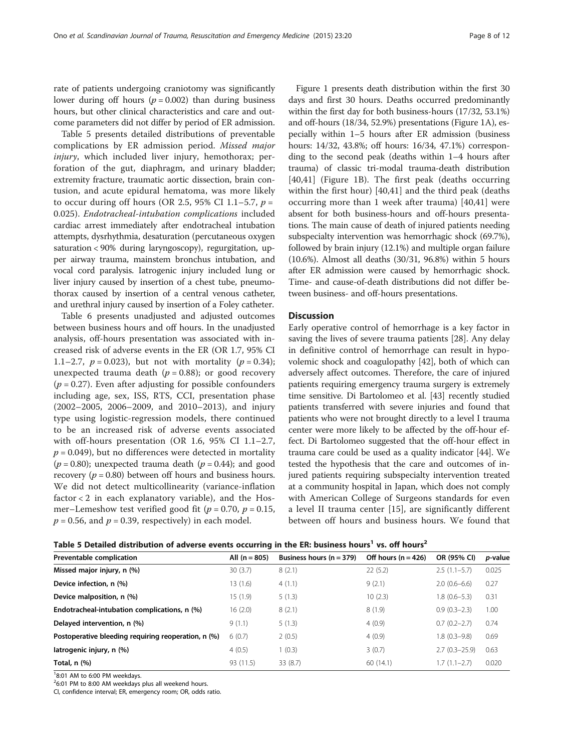rate of patients undergoing craniotomy was significantly lower during off hours ($p = 0.002$) than during business hours, but other clinical characteristics and care and outcome parameters did not differ by period of ER admission.

Table 5 presents detailed distributions of preventable complications by ER admission period. *Missed major injury*, which included liver injury, hemothorax; perforation of the gut, diaphragm, and urinary bladder; extremity fracture, traumatic aortic dissection, brain contusion, and acute epidural hematoma, was more likely to occur during off hours (OR 2.5, 95% CI 1.1–5.7, $p = 0.025$). *Endotracheal-intubation complications* included cardiac arrest immediately after endotracheal intubation attempts, dysrhythmia, desaturation (percutaneous oxygen saturation < 90% during laryngoscopy), regurgitation, upper airway trauma, mainstem bronchus intubation, and vocal cord paralysis. Iatrogenic injury included lung or liver injury caused by insertion of a chest tube, pneumothorax caused by insertion of a central venous catheter, and urethral injury caused by insertion of a Foley catheter.

Table 6 presents unadjusted and adjusted outcomes between business hours and off hours. In the unadjusted analysis, off-hours presentation was associated with increased risk of adverse events in the ER (OR 1.7, 95% CI 1.1–2.7, $p = 0.023$), but not with mortality ($p = 0.34$); unexpected trauma death ($p = 0.88$); or good recovery ($p = 0.27$). Even after adjusting for possible confounders including age, sex, ISS, RTS, CCI, presentation phase (2002–2005, 2006–2009, and 2010–2013), and injury type using logistic-regression models, there continued to be an increased risk of adverse events associated with off-hours presentation (OR 1.6, 95% CI 1.1–2.7, $p = 0.049$), but no differences were detected in mortality ($p = 0.80$); unexpected trauma death ($p = 0.44$); and good recovery ($p = 0.80$) between off hours and business hours. We did not detect multicollinearity (variance-inflation factor < 2 in each explanatory variable), and the Hosmer–Lemeshow test verified good fit ($p = 0.70$, $p = 0.15$, $p = 0.56$, and $p = 0.39$, respectively) in each model.

Figure 1 presents death distribution within the first 30 days and first 30 hours. Deaths occurred predominantly within the first day for both business-hours (17/32, 53.1%) and off-hours (18/34, 52.9%) presentations (Figure 1A), especially within 1–5 hours after ER admission (business hours: 14/32, 43.8%; off hours: 16/34, 47.1%) corresponding to the second peak (deaths within 1–4 hours after trauma) of classic tri-modal trauma-death distribution [40,41] (Figure 1B). The first peak (deaths occurring within the first hour) [40,41] and the third peak (deaths occurring more than 1 week after trauma) [40,41] were absent for both business-hours and off-hours presentations. The main cause of death of injured patients needing subspecialty intervention was hemorrhagic shock (69.7%), followed by brain injury (12.1%) and multiple organ failure (10.6%). Almost all deaths (30/31, 96.8%) within 5 hours after ER admission were caused by hemorrhagic shock. Time- and cause-of-death distributions did not differ between business- and off-hours presentations.

## Discussion

Early operative control of hemorrhage is a key factor in saving the lives of severe trauma patients [28]. Any delay in definitive control of hemorrhage can result in hypovolemic shock and coagulopathy [42], both of which can adversely affect outcomes. Therefore, the care of injured patients requiring emergency trauma surgery is extremely time sensitive. Di Bartolomeo et al. [43] recently studied patients transferred with severe injuries and found that patients who were not brought directly to a level I trauma center were more likely to be affected by the off-hour effect. Di Bartolomeo suggested that the off-hour effect in trauma care could be used as a quality indicator [44]. We tested the hypothesis that the care and outcomes of injured patients requiring subspecialty intervention treated at a community hospital in Japan, which does not comply with American College of Surgeons standards for even a level II trauma center [15], are significantly different between off hours and business hours. We found that

**Table 5 Detailed distribution of adverse events occurring in the ER: business hours[1] vs. off hours[2]**

| Preventable complication | All (n = 805) | Business hours (n = 379) | Off hours (n = 426) | OR (95% CI) | *p*-value |
|---|---|---|---|---|---|
| **Missed major injury, n (%)** | 30 (3.7) | 8 (2.1) | 22 (5.2) | 2.5 (1.1–5.7) | 0.025 |
| **Device infection, n (%)** | 13 (1.6) | 4 (1.1) | 9 (2.1) | 2.0 (0.6–6.6) | 0.27 |
| **Device malposition, n (%)** | 15 (1.9) | 5 (1.3) | 10 (2.3) | 1.8 (0.6–5.3) | 0.31 |
| **Endotracheal-intubation complications, n (%)** | 16 (2.0) | 8 (2.1) | 8 (1.9) | 0.9 (0.3–2.3) | 1.00 |
| **Delayed intervention, n (%)** | 9 (1.1) | 5 (1.3) | 4 (0.9) | 0.7 (0.2–2.7) | 0.74 |
| **Postoperative bleeding requiring reoperation, n (%)** | 6 (0.7) | 2 (0.5) | 4 (0.9) | 1.8 (0.3–9.8) | 0.69 |
| **Iatrogenic injury, n (%)** | 4 (0.5) | 1 (0.3) | 3 (0.7) | 2.7 (0.3–25.9) | 0.63 |
| **Total, n (%)** | 93 (11.5) | 33 (8.7) | 60 (14.1) | 1.7 (1.1–2.7) | 0.020 |

[1] 8:01 AM to 6:00 PM weekdays.
[2] 6:01 PM to 8:00 AM weekdays plus all weekend hours.
CI, confidence interval; ER, emergency room; OR, odds ratio.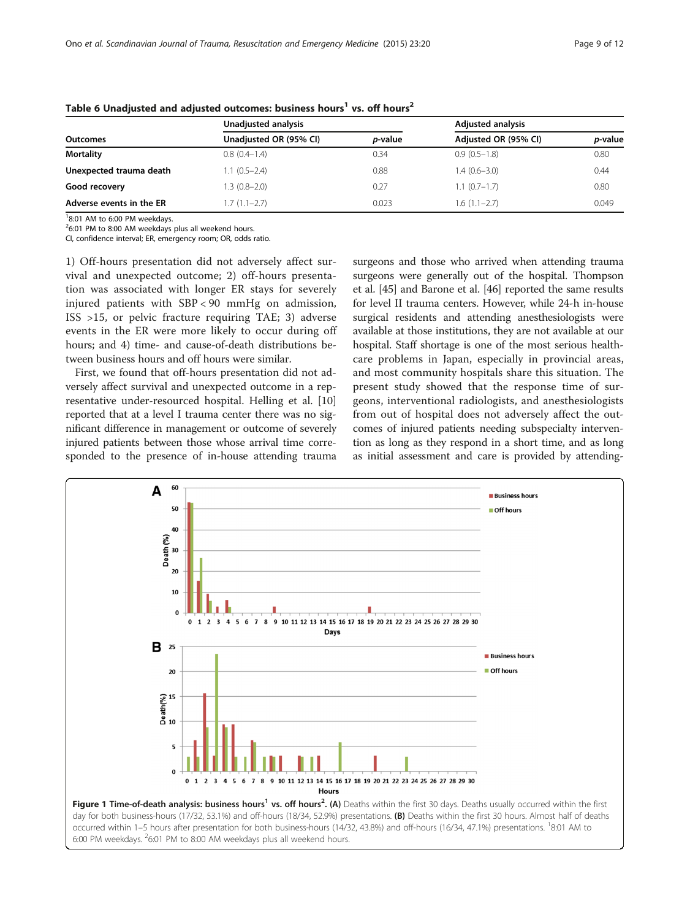**Table 6 Unadjusted and adjusted outcomes: business hours[1] vs. off hours[2]**

| | Unadjusted analysis | | Adjusted analysis | |
|---|---|---|---|---|
| **Outcomes** | Unadjusted OR (95% CI) | *p*-value | Adjusted OR (95% CI) | *p*-value |
| **Mortality** | 0.8 (0.4–1.4) | 0.34 | 0.9 (0.5–1.8) | 0.80 |
| **Unexpected trauma death** | 1.1 (0.5–2.4) | 0.88 | 1.4 (0.6–3.0) | 0.44 |
| **Good recovery** | 1.3 (0.8–2.0) | 0.27 | 1.1 (0.7–1.7) | 0.80 |
| **Adverse events in the ER** | 1.7 (1.1–2.7) | 0.023 | 1.6 (1.1–2.7) | 0.049 |

[1]8:01 AM to 6:00 PM weekdays.
[2]6:01 PM to 8:00 AM weekdays plus all weekend hours.
CI, confidence interval; ER, emergency room; OR, odds ratio.

1) Off-hours presentation did not adversely affect survival and unexpected outcome; 2) off-hours presentation was associated with longer ER stays for severely injured patients with SBP < 90 mmHg on admission, ISS >15, or pelvic fracture requiring TAE; 3) adverse events in the ER were more likely to occur during off hours; and 4) time- and cause-of-death distributions between business hours and off hours were similar.

First, we found that off-hours presentation did not adversely affect survival and unexpected outcome in a representative under-resourced hospital. Helling et al. [10] reported that at a level I trauma center there was no significant difference in management or outcome of severely injured patients between those whose arrival time corresponded to the presence of in-house attending trauma surgeons and those who arrived when attending trauma surgeons were generally out of the hospital. Thompson et al. [45] and Barone et al. [46] reported the same results for level II trauma centers. However, while 24-h in-house surgical residents and attending anesthesiologists were available at those institutions, they are not available at our hospital. Staff shortage is one of the most serious healthcare problems in Japan, especially in provincial areas, and most community hospitals share this situation. The present study showed that the response time of surgeons, interventional radiologists, and anesthesiologists from out of hospital does not adversely affect the outcomes of injured patients needing subspecialty intervention as long as they respond in a short time, and as long as initial assessment and care is provided by attending-

**Figure 1 Time-of-death analysis: business hours[1] vs. off hours[2].** **(A)** Deaths within the first 30 days. Deaths usually occurred within the first day for both business-hours (17/32, 53.1%) and off-hours (18/34, 52.9%) presentations. **(B)** Deaths within the first 30 hours. Almost half of deaths occurred within 1–5 hours after presentation for both business-hours (14/32, 43.8%) and off-hours (16/34, 47.1%) presentations. [1]8:01 AM to 6:00 PM weekdays. [2]6:01 PM to 8:00 AM weekdays plus all weekend hours.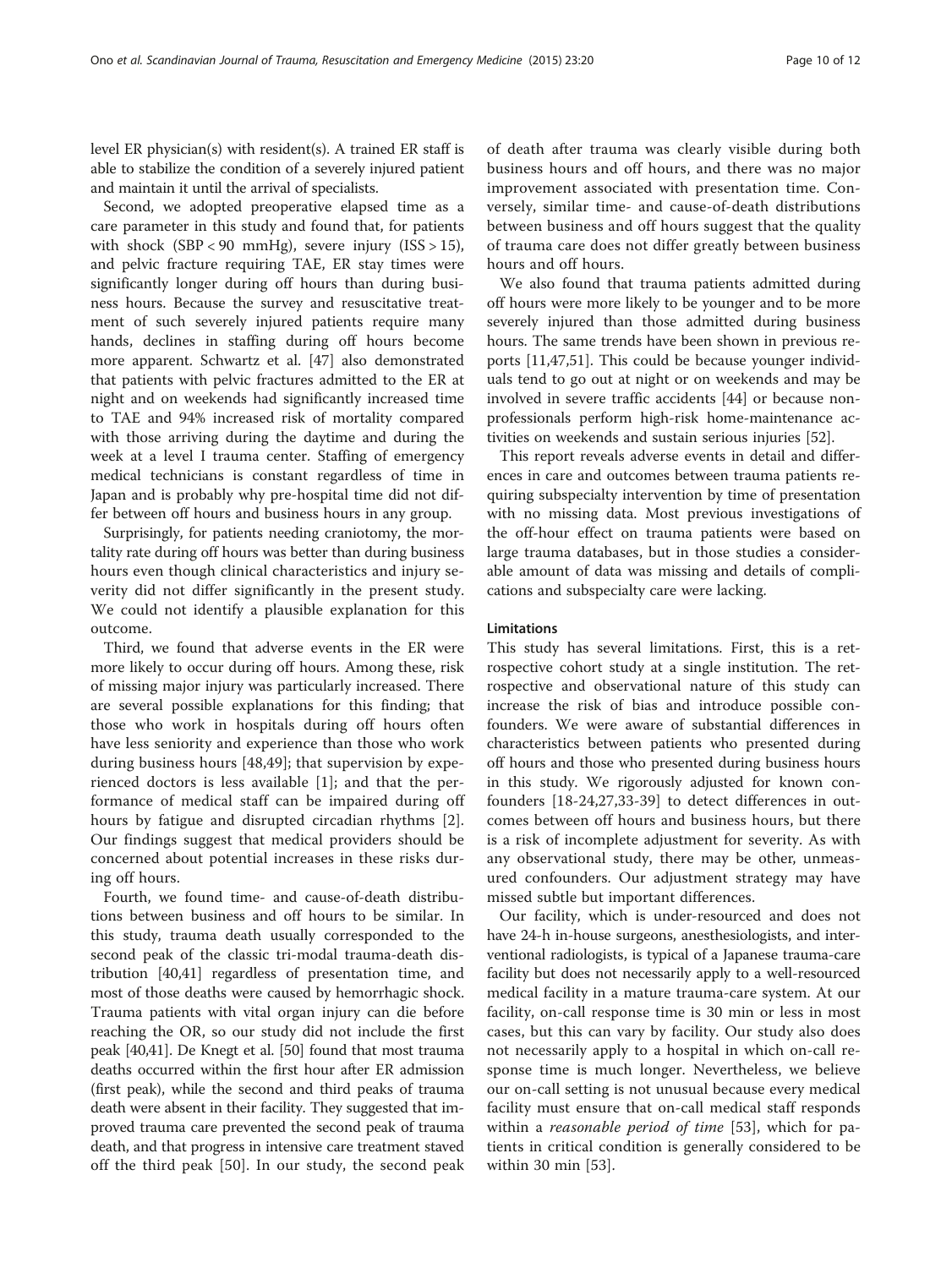level ER physician(s) with resident(s). A trained ER staff is able to stabilize the condition of a severely injured patient and maintain it until the arrival of specialists.

Second, we adopted preoperative elapsed time as a care parameter in this study and found that, for patients with shock (SBP < 90 mmHg), severe injury (ISS > 15), and pelvic fracture requiring TAE, ER stay times were significantly longer during off hours than during business hours. Because the survey and resuscitative treatment of such severely injured patients require many hands, declines in staffing during off hours become more apparent. Schwartz et al. [47] also demonstrated that patients with pelvic fractures admitted to the ER at night and on weekends had significantly increased time to TAE and 94% increased risk of mortality compared with those arriving during the daytime and during the week at a level I trauma center. Staffing of emergency medical technicians is constant regardless of time in Japan and is probably why pre-hospital time did not differ between off hours and business hours in any group.

Surprisingly, for patients needing craniotomy, the mortality rate during off hours was better than during business hours even though clinical characteristics and injury severity did not differ significantly in the present study. We could not identify a plausible explanation for this outcome.

Third, we found that adverse events in the ER were more likely to occur during off hours. Among these, risk of missing major injury was particularly increased. There are several possible explanations for this finding; that those who work in hospitals during off hours often have less seniority and experience than those who work during business hours [48,49]; that supervision by experienced doctors is less available [1]; and that the performance of medical staff can be impaired during off hours by fatigue and disrupted circadian rhythms [2]. Our findings suggest that medical providers should be concerned about potential increases in these risks during off hours.

Fourth, we found time- and cause-of-death distributions between business and off hours to be similar. In this study, trauma death usually corresponded to the second peak of the classic tri-modal trauma-death distribution [40,41] regardless of presentation time, and most of those deaths were caused by hemorrhagic shock. Trauma patients with vital organ injury can die before reaching the OR, so our study did not include the first peak [40,41]. De Knegt et al. [50] found that most trauma deaths occurred within the first hour after ER admission (first peak), while the second and third peaks of trauma death were absent in their facility. They suggested that improved trauma care prevented the second peak of trauma death, and that progress in intensive care treatment staved off the third peak [50]. In our study, the second peak of death after trauma was clearly visible during both business hours and off hours, and there was no major improvement associated with presentation time. Conversely, similar time- and cause-of-death distributions between business and off hours suggest that the quality of trauma care does not differ greatly between business hours and off hours.

We also found that trauma patients admitted during off hours were more likely to be younger and to be more severely injured than those admitted during business hours. The same trends have been shown in previous reports [11,47,51]. This could be because younger individuals tend to go out at night or on weekends and may be involved in severe traffic accidents [44] or because nonprofessionals perform high-risk home-maintenance activities on weekends and sustain serious injuries [52].

This report reveals adverse events in detail and differences in care and outcomes between trauma patients requiring subspecialty intervention by time of presentation with no missing data. Most previous investigations of the off-hour effect on trauma patients were based on large trauma databases, but in those studies a considerable amount of data was missing and details of complications and subspecialty care were lacking.

### Limitations

This study has several limitations. First, this is a retrospective cohort study at a single institution. The retrospective and observational nature of this study can increase the risk of bias and introduce possible confounders. We were aware of substantial differences in characteristics between patients who presented during off hours and those who presented during business hours in this study. We rigorously adjusted for known confounders [18-24,27,33-39] to detect differences in outcomes between off hours and business hours, but there is a risk of incomplete adjustment for severity. As with any observational study, there may be other, unmeasured confounders. Our adjustment strategy may have missed subtle but important differences.

Our facility, which is under-resourced and does not have 24-h in-house surgeons, anesthesiologists, and interventional radiologists, is typical of a Japanese trauma-care facility but does not necessarily apply to a well-resourced medical facility in a mature trauma-care system. At our facility, on-call response time is 30 min or less in most cases, but this can vary by facility. Our study also does not necessarily apply to a hospital in which on-call response time is much longer. Nevertheless, we believe our on-call setting is not unusual because every medical facility must ensure that on-call medical staff responds within a *reasonable period of time* [53], which for patients in critical condition is generally considered to be within 30 min [53].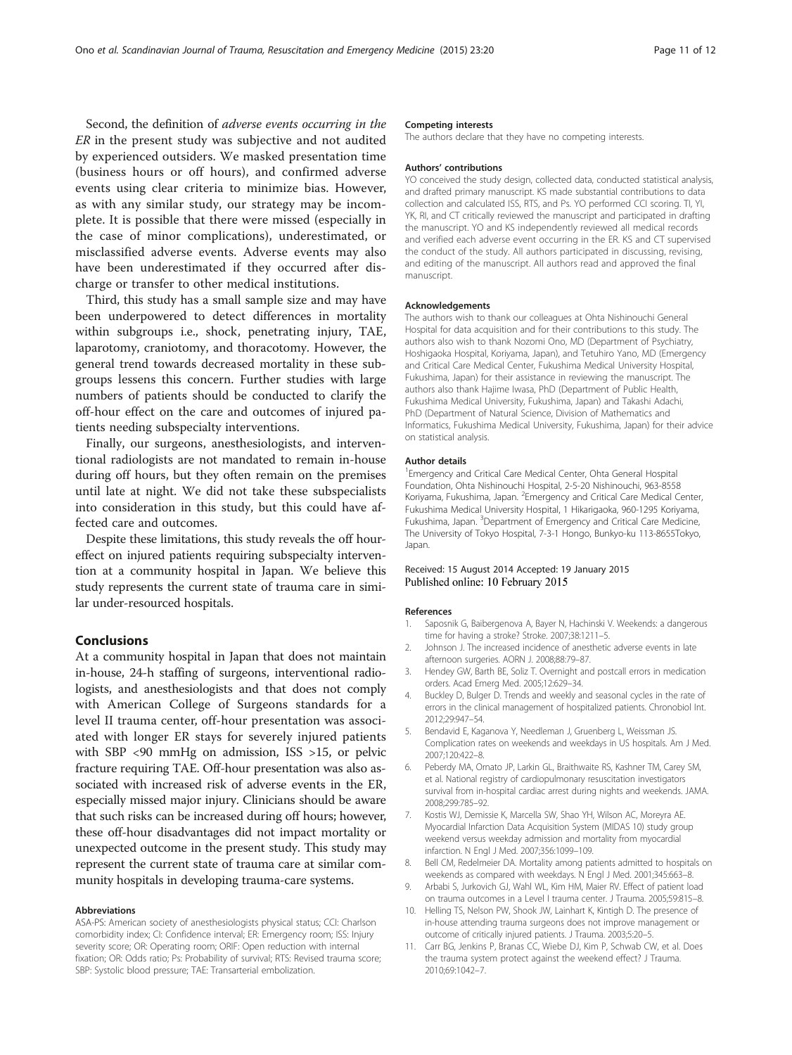Second, the definition of *adverse events occurring in the ER* in the present study was subjective and not audited by experienced outsiders. We masked presentation time (business hours or off hours), and confirmed adverse events using clear criteria to minimize bias. However, as with any similar study, our strategy may be incomplete. It is possible that there were missed (especially in the case of minor complications), underestimated, or misclassified adverse events. Adverse events may also have been underestimated if they occurred after discharge or transfer to other medical institutions.

Third, this study has a small sample size and may have been underpowered to detect differences in mortality within subgroups i.e., shock, penetrating injury, TAE, laparotomy, craniotomy, and thoracotomy. However, the general trend towards decreased mortality in these subgroups lessens this concern. Further studies with large numbers of patients should be conducted to clarify the off-hour effect on the care and outcomes of injured patients needing subspecialty interventions.

Finally, our surgeons, anesthesiologists, and interventional radiologists are not mandated to remain in-house during off hours, but they often remain on the premises until late at night. We did not take these subspecialists into consideration in this study, but this could have affected care and outcomes.

Despite these limitations, this study reveals the off hour-effect on injured patients requiring subspecialty intervention at a community hospital in Japan. We believe this study represents the current state of trauma care in similar under-resourced hospitals.

## Conclusions

At a community hospital in Japan that does not maintain in-house, 24-h staffing of surgeons, interventional radiologists, and anesthesiologists and that does not comply with American College of Surgeons standards for a level II trauma center, off-hour presentation was associated with longer ER stays for severely injured patients with SBP <90 mmHg on admission, ISS >15, or pelvic fracture requiring TAE. Off-hour presentation was also associated with increased risk of adverse events in the ER, especially missed major injury. Clinicians should be aware that such risks can be increased during off hours; however, these off-hour disadvantages did not impact mortality or unexpected outcome in the present study. This study may represent the current state of trauma care at similar community hospitals in developing trauma-care systems.

#### Abbreviations

ASA-PS: American society of anesthesiologists physical status; CCI: Charlson comorbidity index; CI: Confidence interval; ER: Emergency room; ISS: Injury severity score; OR: Operating room; ORIF: Open reduction with internal fixation; OR: Odds ratio; Ps: Probability of survival; RTS: Revised trauma score; SBP: Systolic blood pressure; TAE: Transarterial embolization.

#### Competing interests

The authors declare that they have no competing interests.

#### Authors' contributions

YO conceived the study design, collected data, conducted statistical analysis, and drafted primary manuscript. KS made substantial contributions to data collection and calculated ISS, RTS, and Ps. YO performed CCI scoring. TI, YI, YK, RI, and CT critically reviewed the manuscript and participated in drafting the manuscript. YO and KS independently reviewed all medical records and verified each adverse event occurring in the ER. KS and CT supervised the conduct of the study. All authors participated in discussing, revising, and editing of the manuscript. All authors read and approved the final manuscript.

#### Acknowledgements

The authors wish to thank our colleagues at Ohta Nishinouchi General Hospital for data acquisition and for their contributions to this study. The authors also wish to thank Nozomi Ono, MD (Department of Psychiatry, Hoshigaoka Hospital, Koriyama, Japan), and Tetuhiro Yano, MD (Emergency and Critical Care Medical Center, Fukushima Medical University Hospital, Fukushima, Japan) for their assistance in reviewing the manuscript. The authors also thank Hajime Iwasa, PhD (Department of Public Health, Fukushima Medical University, Fukushima, Japan) and Takashi Adachi, PhD (Department of Natural Science, Division of Mathematics and Informatics, Fukushima Medical University, Fukushima, Japan) for their advice on statistical analysis.

#### Author details

[1]Emergency and Critical Care Medical Center, Ohta General Hospital Foundation, Ohta Nishinouchi Hospital, 2-5-20 Nishinouchi, 963-8558 Koriyama, Fukushima, Japan. [2]Emergency and Critical Care Medical Center, Fukushima Medical University Hospital, 1 Hikarigaoka, 960-1295 Koriyama, Fukushima, Japan. [3]Department of Emergency and Critical Care Medicine, The University of Tokyo Hospital, 7-3-1 Hongo, Bunkyo-ku 113-8655Tokyo, Japan.

Received: 15 August 2014 Accepted: 19 January 2015
Published online: 10 February 2015

#### References

1. Saposnik G, Baibergenova A, Bayer N, Hachinski V. Weekends: a dangerous time for having a stroke? Stroke. 2007;38:1211–5.
2. Johnson J. The increased incidence of anesthetic adverse events in late afternoon surgeries. AORN J. 2008;88:79–87.
3. Hendey GW, Barth BE, Soliz T. Overnight and postcall errors in medication orders. Acad Emerg Med. 2005;12:629–34.
4. Buckley D, Bulger D. Trends and weekly and seasonal cycles in the rate of errors in the clinical management of hospitalized patients. Chronobiol Int. 2012;29:947–54.
5. Bendavid E, Kaganova Y, Needleman J, Gruenberg L, Weissman JS. Complication rates on weekends and weekdays in US hospitals. Am J Med. 2007;120:422–8.
6. Peberdy MA, Ornato JP, Larkin GL, Braithwaite RS, Kashner TM, Carey SM, et al. National registry of cardiopulmonary resuscitation investigators survival from in-hospital cardiac arrest during nights and weekends. JAMA. 2008;299:785–92.
7. Kostis WJ, Demissie K, Marcella SW, Shao YH, Wilson AC, Moreyra AE. Myocardial Infarction Data Acquisition System (MIDAS 10) study group weekend versus weekday admission and mortality from myocardial infarction. N Engl J Med. 2007;356:1099–109.
8. Bell CM, Redelmeier DA. Mortality among patients admitted to hospitals on weekends as compared with weekdays. N Engl J Med. 2001;345:663–8.
9. Arbabi S, Jurkovich GJ, Wahl WL, Kim HM, Maier RV. Effect of patient load on trauma outcomes in a Level I trauma center. J Trauma. 2005;59:815–8.
10. Helling TS, Nelson PW, Shook JW, Lainhart K, Kintigh D. The presence of in-house attending trauma surgeons does not improve management or outcome of critically injured patients. J Trauma. 2003;5:20–5.
11. Carr BG, Jenkins P, Branas CC, Wiebe DJ, Kim P, Schwab CW, et al. Does the trauma system protect against the weekend effect? J Trauma. 2010;69:1042–7.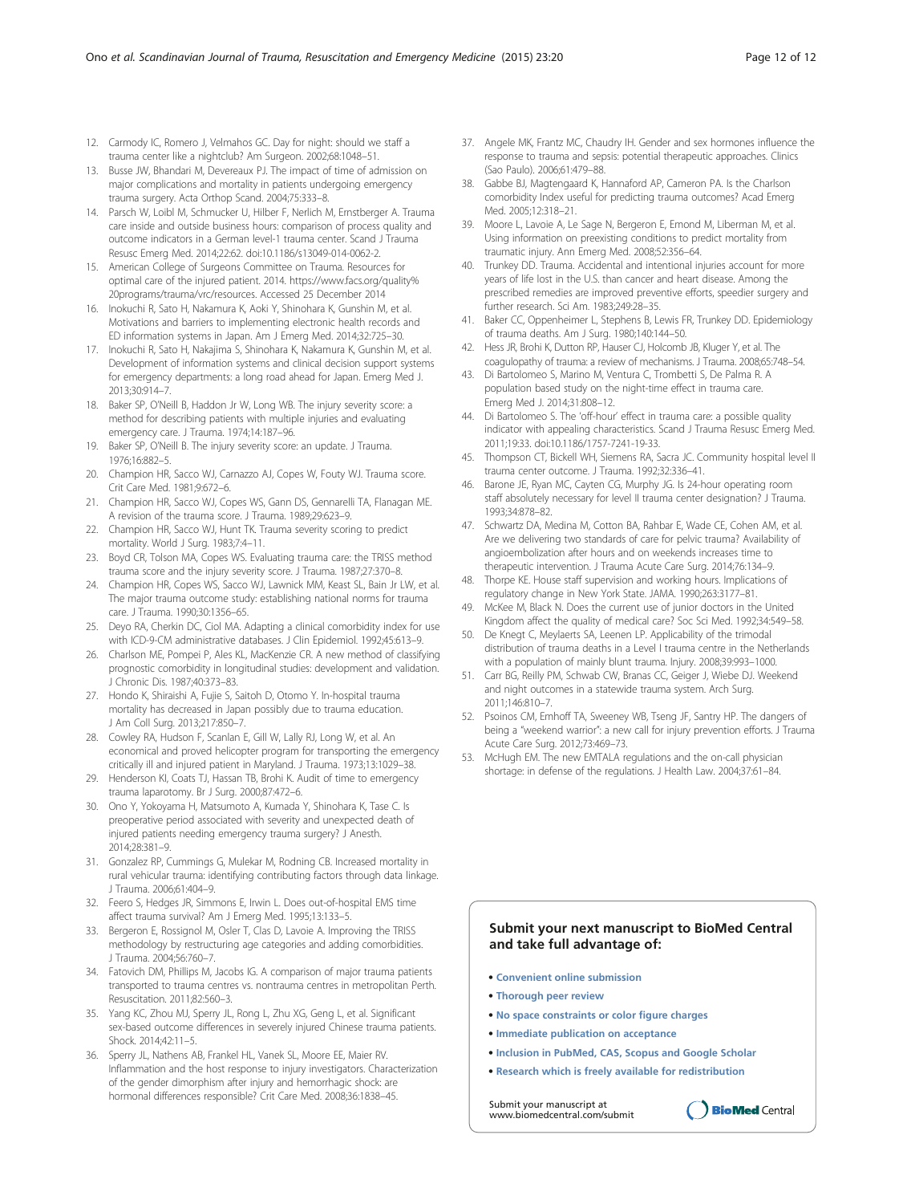12. Carmody IC, Romero J, Velmahos GC. Day for night: should we staff a trauma center like a nightclub? Am Surgeon. 2002;68:1048–51.
13. Busse JW, Bhandari M, Devereaux PJ. The impact of time of admission on major complications and mortality in patients undergoing emergency trauma surgery. Acta Orthop Scand. 2004;75:333–8.
14. Parsch W, Loibl M, Schmucker U, Hilber F, Nerlich M, Ernstberger A. Trauma care inside and outside business hours: comparison of process quality and outcome indicators in a German level-1 trauma center. Scand J Trauma Resusc Emerg Med. 2014;22:62. doi:10.1186/s13049-014-0062-2.
15. American College of Surgeons Committee on Trauma. Resources for optimal care of the injured patient. 2014. https://www.facs.org/quality%20programs/trauma/vrc/resources. Accessed 25 December 2014
16. Inokuchi R, Sato H, Nakamura K, Aoki Y, Shinohara K, Gunshin M, et al. Motivations and barriers to implementing electronic health records and ED information systems in Japan. Am J Emerg Med. 2014;32:725–30.
17. Inokuchi R, Sato H, Nakajima S, Shinohara K, Nakamura K, Gunshin M, et al. Development of information systems and clinical decision support systems for emergency departments: a long road ahead for Japan. Emerg Med J. 2013;30:914–7.
18. Baker SP, O'Neill B, Haddon Jr W, Long WB. The injury severity score: a method for describing patients with multiple injuries and evaluating emergency care. J Trauma. 1974;14:187–96.
19. Baker SP, O'Neill B. The injury severity score: an update. J Trauma. 1976;16:882–5.
20. Champion HR, Sacco WJ, Carnazzo AJ, Copes W, Fouty WJ. Trauma score. Crit Care Med. 1981;9:672–6.
21. Champion HR, Sacco WJ, Copes WS, Gann DS, Gennarelli TA, Flanagan ME. A revision of the trauma score. J Trauma. 1989;29:623–9.
22. Champion HR, Sacco WJ, Hunt TK. Trauma severity scoring to predict mortality. World J Surg. 1983;7:4–11.
23. Boyd CR, Tolson MA, Copes WS. Evaluating trauma care: the TRISS method trauma score and the injury severity score. J Trauma. 1987;27:370–8.
24. Champion HR, Copes WS, Sacco WJ, Lawnick MM, Keast SL, Bain Jr LW, et al. The major trauma outcome study: establishing national norms for trauma care. J Trauma. 1990;30:1356–65.
25. Deyo RA, Cherkin DC, Ciol MA. Adapting a clinical comorbidity index for use with ICD-9-CM administrative databases. J Clin Epidemiol. 1992;45:613–9.
26. Charlson ME, Pompei P, Ales KL, MacKenzie CR. A new method of classifying prognostic comorbidity in longitudinal studies: development and validation. J Chronic Dis. 1987;40:373–83.
27. Hondo K, Shiraishi A, Fujie S, Saitoh D, Otomo Y. In-hospital trauma mortality has decreased in Japan possibly due to trauma education. J Am Coll Surg. 2013;217:850–7.
28. Cowley RA, Hudson F, Scanlan E, Gill W, Lally RJ, Long W, et al. An economical and proved helicopter program for transporting the emergency critically ill and injured patient in Maryland. J Trauma. 1973;13:1029–38.
29. Henderson KI, Coats TJ, Hassan TB, Brohi K. Audit of time to emergency trauma laparotomy. Br J Surg. 2000;87:472–6.
30. Ono Y, Yokoyama H, Matsumoto A, Kumada Y, Shinohara K, Tase C. Is preoperative period associated with severity and unexpected death of injured patients needing emergency trauma surgery? J Anesth. 2014;28:381–9.
31. Gonzalez RP, Cummings G, Mulekar M, Rodning CB. Increased mortality in rural vehicular trauma: identifying contributing factors through data linkage. J Trauma. 2006;61:404–9.
32. Feero S, Hedges JR, Simmons E, Irwin L. Does out-of-hospital EMS time affect trauma survival? Am J Emerg Med. 1995;13:133–5.
33. Bergeron E, Rossignol M, Osler T, Clas D, Lavoie A. Improving the TRISS methodology by restructuring age categories and adding comorbidities. J Trauma. 2004;56:760–7.
34. Fatovich DM, Phillips M, Jacobs IG. A comparison of major trauma patients transported to trauma centres vs. nontrauma centres in metropolitan Perth. Resuscitation. 2011;82:560–3.
35. Yang KC, Zhou MJ, Sperry JL, Rong L, Zhu XG, Geng L, et al. Significant sex-based outcome differences in severely injured Chinese trauma patients. Shock. 2014;42:11–5.
36. Sperry JL, Nathens AB, Frankel HL, Vanek SL, Moore EE, Maier RV. Inflammation and the host response to injury investigators. Characterization of the gender dimorphism after injury and hemorrhagic shock: are hormonal differences responsible? Crit Care Med. 2008;36:1838–45.
37. Angele MK, Frantz MC, Chaudry IH. Gender and sex hormones influence the response to trauma and sepsis: potential therapeutic approaches. Clinics (Sao Paulo). 2006;61:479–88.
38. Gabbe BJ, Magtengaard K, Hannaford AP, Cameron PA. Is the Charlson comorbidity Index useful for predicting trauma outcomes? Acad Emerg Med. 2005;12:318–21.
39. Moore L, Lavoie A, Le Sage N, Bergeron E, Emond M, Liberman M, et al. Using information on preexisting conditions to predict mortality from traumatic injury. Ann Emerg Med. 2008;52:356–64.
40. Trunkey DD. Trauma. Accidental and intentional injuries account for more years of life lost in the U.S. than cancer and heart disease. Among the prescribed remedies are improved preventive efforts, speedier surgery and further research. Sci Am. 1983;249:28–35.
41. Baker CC, Oppenheimer L, Stephens B, Lewis FR, Trunkey DD. Epidemiology of trauma deaths. Am J Surg. 1980;140:144–50.
42. Hess JR, Brohi K, Dutton RP, Hauser CJ, Holcomb JB, Kluger Y, et al. The coagulopathy of trauma: a review of mechanisms. J Trauma. 2008;65:748–54.
43. Di Bartolomeo S, Marino M, Ventura C, Trombetti S, De Palma R. A population based study on the night-time effect in trauma care. Emerg Med J. 2014;31:808–12.
44. Di Bartolomeo S. The 'off-hour' effect in trauma care: a possible quality indicator with appealing characteristics. Scand J Trauma Resusc Emerg Med. 2011;19:33. doi:10.1186/1757-7241-19-33.
45. Thompson CT, Bickell WH, Siemens RA, Sacra JC. Community hospital level II trauma center outcome. J Trauma. 1992;32:336–41.
46. Barone JE, Ryan MC, Cayten CG, Murphy JG. Is 24-hour operating room staff absolutely necessary for level II trauma center designation? J Trauma. 1993;34:878–82.
47. Schwartz DA, Medina M, Cotton BA, Rahbar E, Wade CE, Cohen AM, et al. Are we delivering two standards of care for pelvic trauma? Availability of angioembolization after hours and on weekends increases time to therapeutic intervention. J Trauma Acute Care Surg. 2014;76:134–9.
48. Thorpe KE. House staff supervision and working hours. Implications of regulatory change in New York State. JAMA. 1990;263:3177–81.
49. McKee M, Black N. Does the current use of junior doctors in the United Kingdom affect the quality of medical care? Soc Sci Med. 1992;34:549–58.
50. De Knegt C, Meylaerts SA, Leenen LP. Applicability of the trimodal distribution of trauma deaths in a Level I trauma centre in the Netherlands with a population of mainly blunt trauma. Injury. 2008;39:993–1000.
51. Carr BG, Reilly PM, Schwab CW, Branas CC, Geiger J, Wiebe DJ. Weekend and night outcomes in a statewide trauma system. Arch Surg. 2011;146:810–7.
52. Psoinos CM, Emhoff TA, Sweeney WB, Tseng JF, Santry HP. The dangers of being a "weekend warrior": a new call for injury prevention efforts. J Trauma Acute Care Surg. 2012;73:469–73.
53. McHugh EM. The new EMTALA regulations and the on-call physician shortage: in defense of the regulations. J Health Law. 2004;37:61–84.

**Submit your next manuscript to BioMed Central and take full advantage of:**

- **Convenient online submission**
- **Thorough peer review**
- **No space constraints or color figure charges**
- **Immediate publication on acceptance**
- **Inclusion in PubMed, CAS, Scopus and Google Scholar**
- **Research which is freely available for redistribution**

Submit your manuscript at
www.biomedcentral.com/submit

BioMed Central